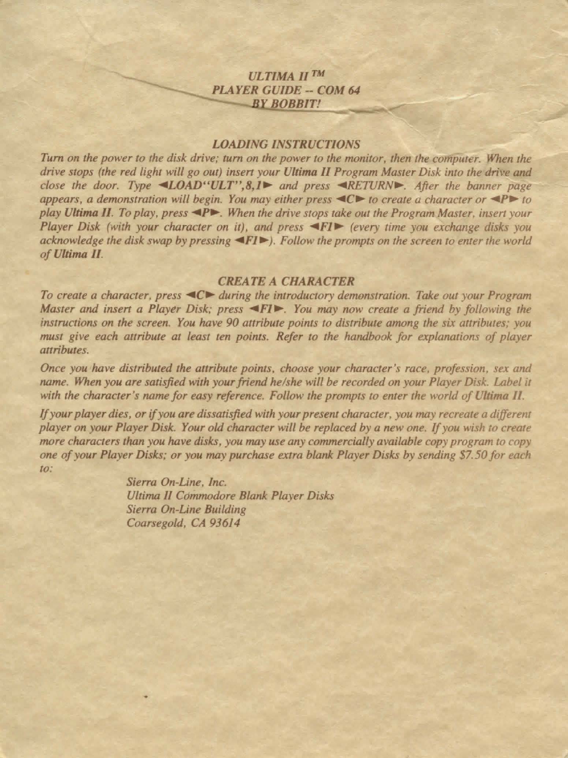# *ULTIMA II™ PLAYER GUIDE -- COM 64*

*BY BOBBIT!*

## *LOADING INSTRUCTIONS*

*Turn on the power to the disk drive; turn on the power to the monitor, then the computer. When the drive stops (the red light will go out) insert your **Ultima II Program Master Disk** into the drive and close the door. Type ◄**LOAD"ULT",8,1**► and press ◄**RETURN**►. After the banner page appears, a demonstration will begin. You may either press ◄C► to create a character or ◄P► to play **Ultima II**. To play, press ◄P►. When the drive stops take out the Program Master, insert your Player Disk (with your character on it), and press ◄F1► (every time you exchange disks you acknowledge the disk swap by pressing ◄F1►). Follow the prompts on the screen to enter the world of **Ultima II**.*

## *CREATE A CHARACTER*

*To create a character, press ◄C► during the introductory demonstration. Take out your Program Master and insert a Player Disk; press ◄F1►. You may now create a friend by following the instructions on the screen. You have 90 attribute points to distribute among the six attributes; you must give each attribute at least ten points. Refer to the handbook for explanations of player attributes.*

*Once you have distributed the attribute points, choose your character's race, profession, sex and name. When you are satisfied with your friend he/she will be recorded on your Player Disk. Label it with the character's name for easy reference. Follow the prompts to enter the world of Ultima II.*

*If your player dies, or if you are dissatisfied with your present character, you may recreate a different player on your Player Disk. Your old character will be replaced by a new one. If you wish to create more characters than you have disks, you may use any commercially available copy program to copy one of your Player Disks; or you may purchase extra blank Player Disks by sending $7.50 for each to:*

*Sierra On-Line, Inc.*
*Ultima II Commodore Blank Player Disks*
*Sierra On-Line Building*
*Coarsegold, CA 93614*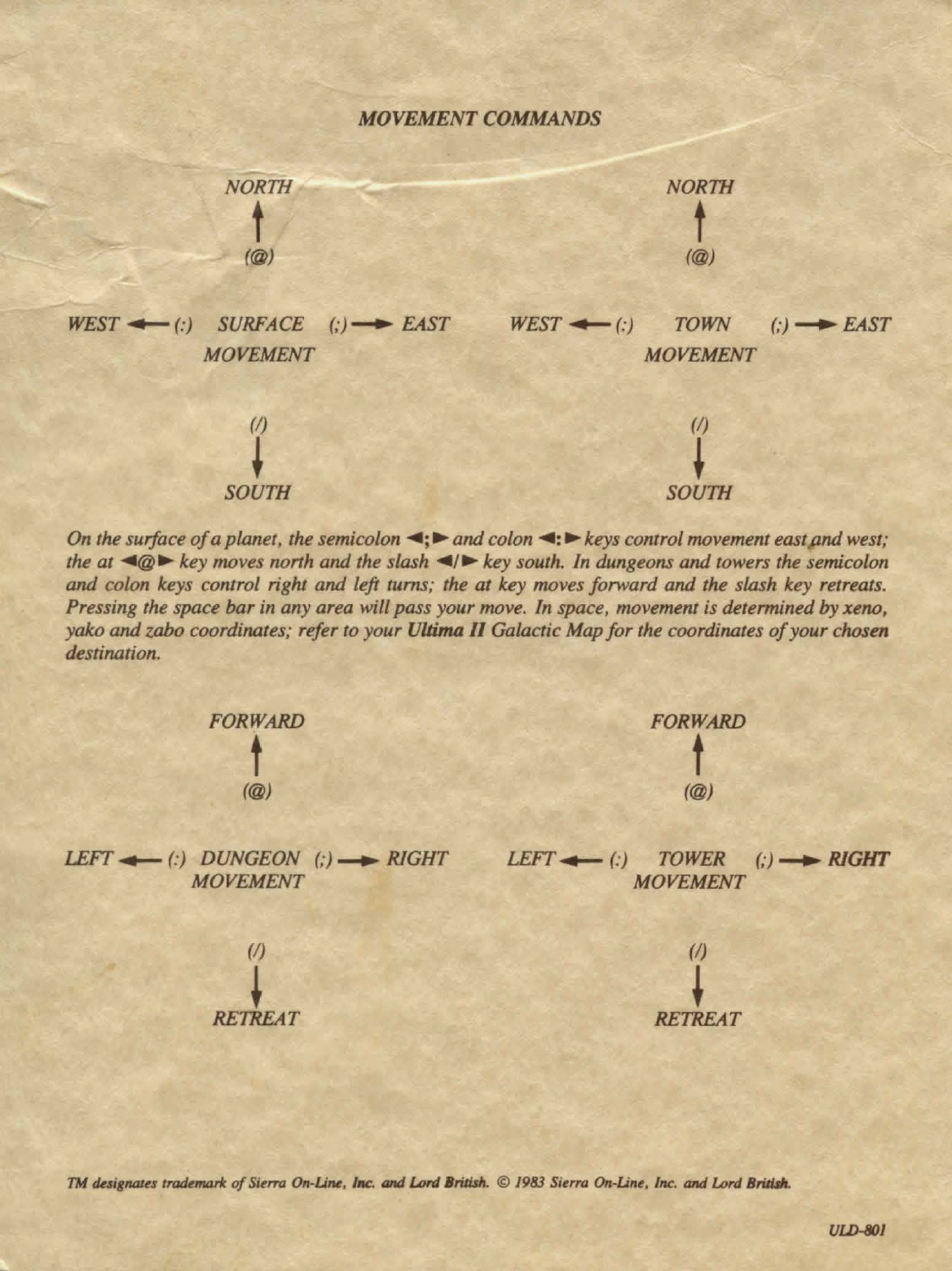## *MOVEMENT COMMANDS*

*NORTH*
↑
*(@)*

*WEST* ← *(:)* *SURFACE MOVEMENT* *(;)* → *EAST*

*(/)*
↓
*SOUTH*

*NORTH*
↑
*(@)*

*WEST* ← *(:)* *TOWN MOVEMENT* *(;)* → *EAST*

*(/)*
↓
*SOUTH*

*On the surface of a planet, the semicolon ◄;► and colon ◄:► keys control movement east and west; the at ◄@► key moves north and the slash ◄/► key south. In dungeons and towers the semicolon and colon keys control right and left turns; the at key moves forward and the slash key retreats. Pressing the space bar in any area will pass your move. In space, movement is determined by xeno, yako and zabo coordinates; refer to your* ***Ultima II*** *Galactic Map for the coordinates of your chosen destination.*

*FORWARD*
↑
*(@)*

*LEFT* ← *(:)* *DUNGEON MOVEMENT* *(;)* → *RIGHT*

*(/)*
↓
*RETREAT*

*FORWARD*
↑
*(@)*

*LEFT* ← *(:)* *TOWER MOVEMENT* *(;)* → *RIGHT*

*(/)*
↓
*RETREAT*

***TM designates trademark of Sierra On-Line, Inc. and Lord British. © 1983 Sierra On-Line, Inc. and Lord British.***

***ULD-801***